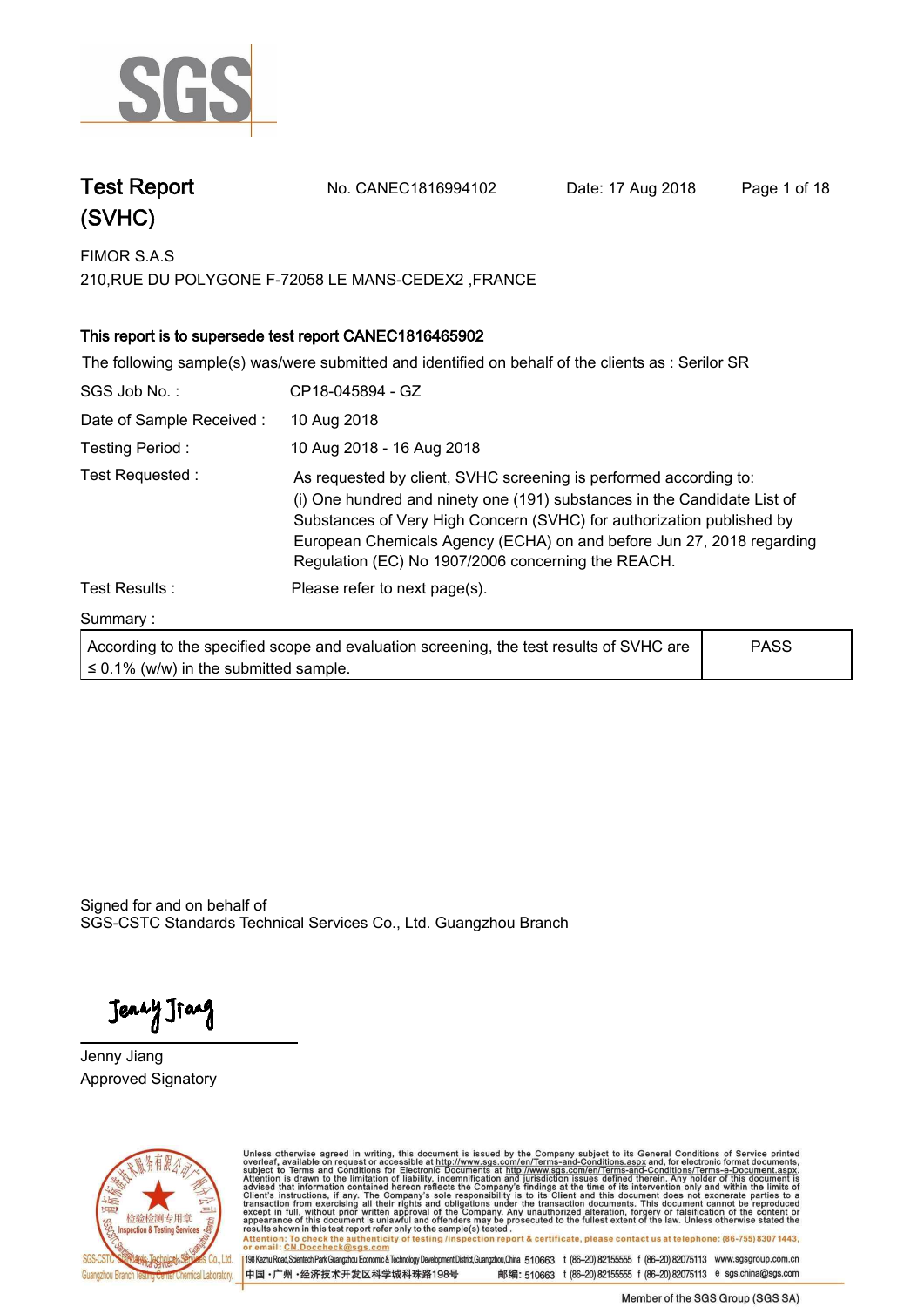# Test Report (SVHC)

No. CANEC1816994102 Date: 17 Aug 2018

FIMOR S.A.S
210,RUE DU POLYGONE F-72058 LE MANS-CEDEX2 ,FRANCE

**This report is to supersede test report CANEC1816465902**

The following sample(s) was/were submitted and identified on behalf of the clients as : Serilor SR

| | |
|---|---|
| SGS Job No. : | CP18-045894 - GZ |
| Date of Sample Received : | 10 Aug 2018 |
| Testing Period : | 10 Aug 2018 - 16 Aug 2018 |
| Test Requested : | As requested by client, SVHC screening is performed according to: (i) One hundred and ninety one (191) substances in the Candidate List of Substances of Very High Concern (SVHC) for authorization published by European Chemicals Agency (ECHA) on and before Jun 27, 2018 regarding Regulation (EC) No 1907/2006 concerning the REACH. |
| Test Results : | Please refer to next page(s). |

Summary :

| | |
|---|---|
| According to the specified scope and evaluation screening, the test results of SVHC are ≤ 0.1% (w/w) in the submitted sample. | PASS |

Signed for and on behalf of
SGS-CSTC Standards Technical Services Co., Ltd. Guangzhou Branch

Jenny Jiang
Approved Signatory

Unless otherwise agreed in writing, this document is issued by the Company subject to its General Conditions of Service printed overleaf, available on request or accessible at http://www.sgs.com/en/Terms-and-Conditions.aspx and, for electronic format documents, subject to Terms and Conditions for Electronic Documents at http://www.sgs.com/en/Terms-and-Conditions/Terms-e-Document.aspx. Attention is drawn to the limitation of liability, indemnification and jurisdiction issues defined therein. Any holder of this document is advised that information contained hereon reflects the Company's findings at the time of its intervention only and within the limits of Client's instructions, if any. The Company's sole responsibility is to its Client and this document does not exonerate parties to a transaction from exercising all their rights and obligations under the transaction documents. This document cannot be reproduced except in full, without prior written approval of the Company. Any unauthorized alteration, forgery or falsification of the content or appearance of this document is unlawful and offenders may be prosecuted to the fullest extent of the law. Unless otherwise stated the results shown in this test report refer only to the sample(s) tested.

Attention: To check the authenticity of testing /inspection report & certificate, please contact us at telephone: (86-755) 8307 1443, or email: CN.Doccheck@sgs.com

198 Kezhu Road,Scientech Park Guangzhou Economic & Technology Development District,Guangzhou,China 510663 t (86-20) 82155555 f (86-20) 82075113 www.sgsgroup.com.cn
中国・广州・经济技术开发区科学城科珠路198号 邮编: 510663 t (86-20) 82155555 f (86-20) 82075113 e sgs.china@sgs.com

Member of the SGS Group (SGS SA)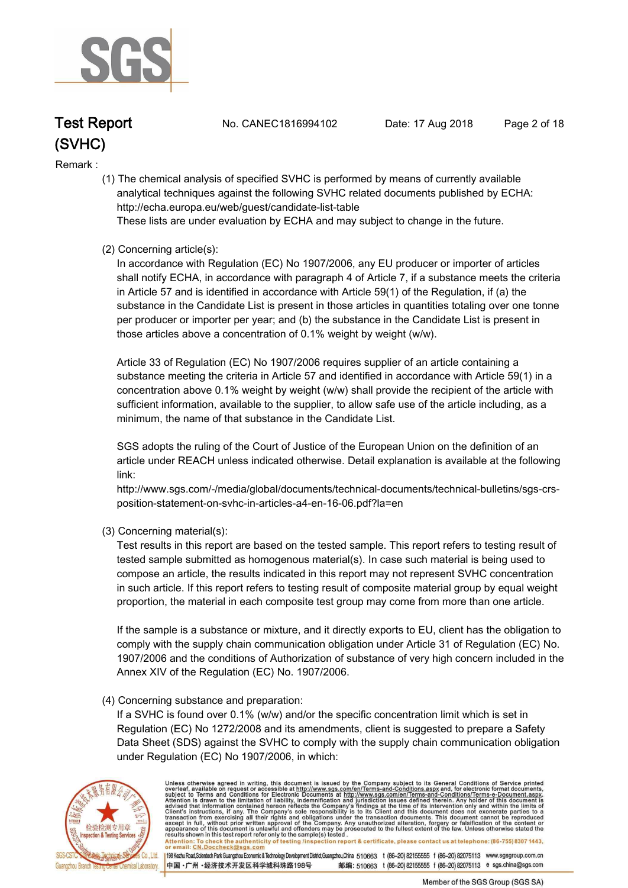Remark :

(1) The chemical analysis of specified SVHC is performed by means of currently available analytical techniques against the following SVHC related documents published by ECHA: http://echa.europa.eu/web/guest/candidate-list-table
These lists are under evaluation by ECHA and may subject to change in the future.

(2) Concerning article(s):
In accordance with Regulation (EC) No 1907/2006, any EU producer or importer of articles shall notify ECHA, in accordance with paragraph 4 of Article 7, if a substance meets the criteria in Article 57 and is identified in accordance with Article 59(1) of the Regulation, if (a) the substance in the Candidate List is present in those articles in quantities totaling over one tonne per producer or importer per year; and (b) the substance in the Candidate List is present in those articles above a concentration of 0.1% weight by weight (w/w).

Article 33 of Regulation (EC) No 1907/2006 requires supplier of an article containing a substance meeting the criteria in Article 57 and identified in accordance with Article 59(1) in a concentration above 0.1% weight by weight (w/w) shall provide the recipient of the article with sufficient information, available to the supplier, to allow safe use of the article including, as a minimum, the name of that substance in the Candidate List.

SGS adopts the ruling of the Court of Justice of the European Union on the definition of an article under REACH unless indicated otherwise. Detail explanation is available at the following link:
http://www.sgs.com/-/media/global/documents/technical-documents/technical-bulletins/sgs-crs-position-statement-on-svhc-in-articles-a4-en-16-06.pdf?la=en

(3) Concerning material(s):
Test results in this report are based on the tested sample. This report refers to testing result of tested sample submitted as homogenous material(s). In case such material is being used to compose an article, the results indicated in this report may not represent SVHC concentration in such article. If this report refers to testing result of composite material group by equal weight proportion, the material in each composite test group may come from more than one article.

If the sample is a substance or mixture, and it directly exports to EU, client has the obligation to comply with the supply chain communication obligation under Article 31 of Regulation (EC) No. 1907/2006 and the conditions of Authorization of substance of very high concern included in the Annex XIV of the Regulation (EC) No. 1907/2006.

(4) Concerning substance and preparation:
If a SVHC is found over 0.1% (w/w) and/or the specific concentration limit which is set in Regulation (EC) No 1272/2008 and its amendments, client is suggested to prepare a Safety Data Sheet (SDS) against the SVHC to comply with the supply chain communication obligation under Regulation (EC) No 1907/2006, in which: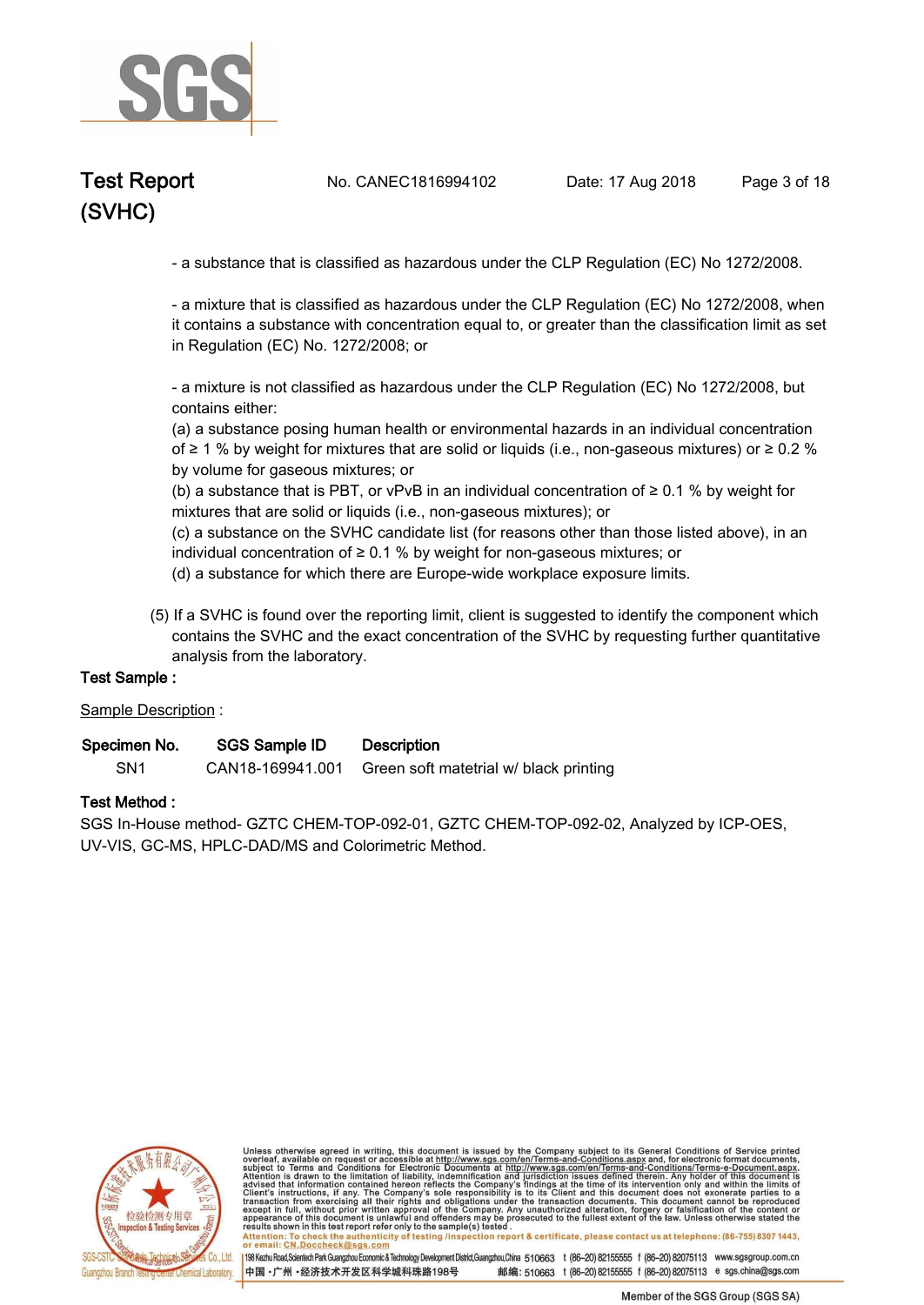- a substance that is classified as hazardous under the CLP Regulation (EC) No 1272/2008.

- a mixture that is classified as hazardous under the CLP Regulation (EC) No 1272/2008, when it contains a substance with concentration equal to, or greater than the classification limit as set in Regulation (EC) No. 1272/2008; or

- a mixture is not classified as hazardous under the CLP Regulation (EC) No 1272/2008, but contains either:
(a) a substance posing human health or environmental hazards in an individual concentration of ≥ 1 % by weight for mixtures that are solid or liquids (i.e., non-gaseous mixtures) or ≥ 0.2 % by volume for gaseous mixtures; or
(b) a substance that is PBT, or vPvB in an individual concentration of ≥ 0.1 % by weight for mixtures that are solid or liquids (i.e., non-gaseous mixtures); or
(c) a substance on the SVHC candidate list (for reasons other than those listed above), in an individual concentration of ≥ 0.1 % by weight for non-gaseous mixtures; or
(d) a substance for which there are Europe-wide workplace exposure limits.

(5) If a SVHC is found over the reporting limit, client is suggested to identify the component which contains the SVHC and the exact concentration of the SVHC by requesting further quantitative analysis from the laboratory.

**Test Sample :**

Sample Description :

| Specimen No. | SGS Sample ID | Description |
|---|---|---|
| SN1 | CAN18-169941.001 | Green soft matetrial w/ black printing |

**Test Method :**

SGS In-House method- GZTC CHEM-TOP-092-01, GZTC CHEM-TOP-092-02, Analyzed by ICP-OES, UV-VIS, GC-MS, HPLC-DAD/MS and Colorimetric Method.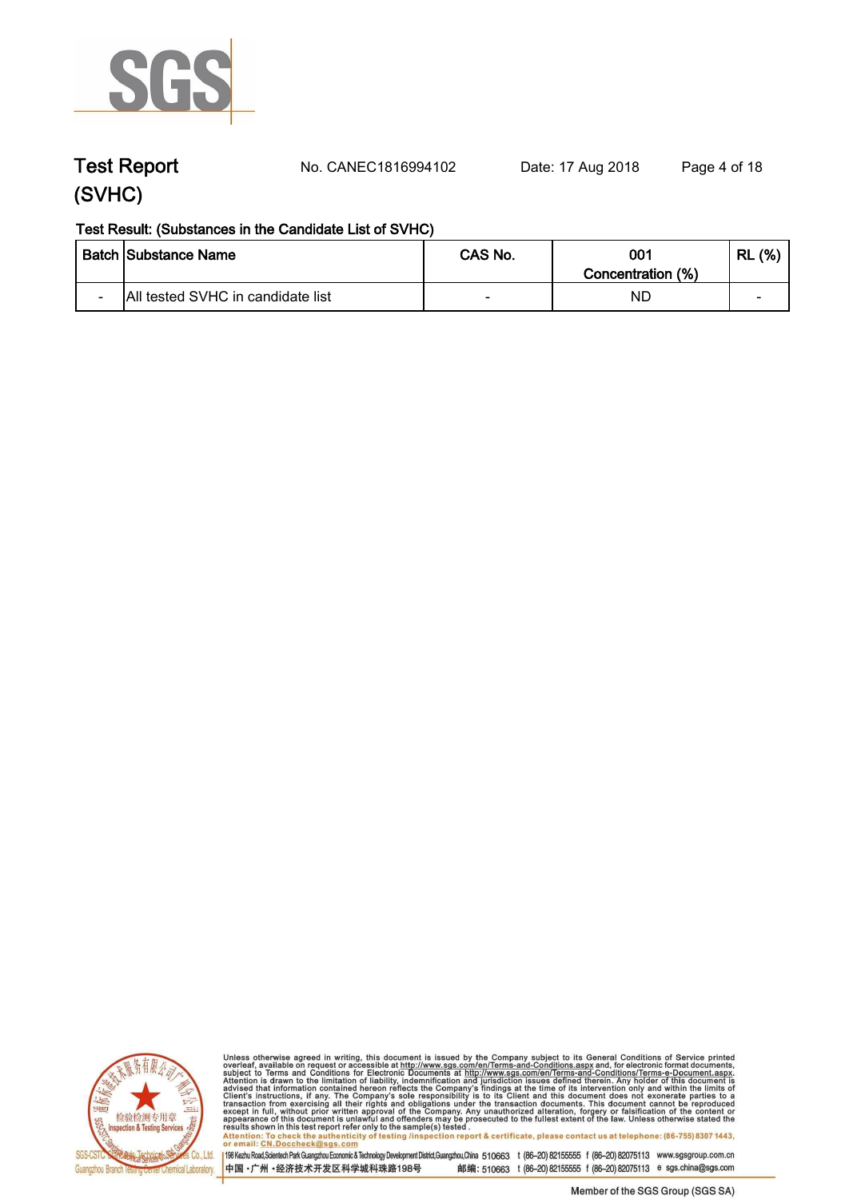# Test Report (SVHC)

No. CANEC1816994102 Date: 17 Aug 2018

**Test Result: (Substances in the Candidate List of SVHC)**

| Batch | Substance Name | CAS No. | 001 Concentration (%) | RL (%) |
|---|---|---|---|---|
| - | All tested SVHC in candidate list | - | ND | - |

Unless otherwise agreed in writing, this document is issued by the Company subject to its General Conditions of Service printed overleaf, available on request or accessible at http://www.sgs.com/en/Terms-and-Conditions.aspx and, for electronic format documents, subject to Terms and Conditions for Electronic Documents at http://www.sgs.com/en/Terms-and-Conditions/Terms-e-Document.aspx. Attention is drawn to the limitation of liability, indemnification and jurisdiction issues defined therein. Any holder of this document is advised that information contained hereon reflects the Company's findings at the time of its intervention only and within the limits of Client's instructions, if any. The Company's sole responsibility is to its Client and this document does not exonerate parties to a transaction from exercising all their rights and obligations under the transaction documents. This document cannot be reproduced except in full, without prior written approval of the Company. Any unauthorized alteration, forgery or falsification of the content or appearance of this document is unlawful and offenders may be prosecuted to the fullest extent of the law. Unless otherwise stated the results shown in this test report refer only to the sample(s) tested.

Attention: To check the authenticity of testing /inspection report & certificate, please contact us at telephone: (86-755) 8307 1443, or email: CN.Doccheck@sgs.com

SGS-CSTC Standards Technical Services Co., Ltd. Guangzhou Branch Testing Center Chemical Laboratory.

198 Kezhu Road,Scientech Park Guangzhou Economic & Technology Development District,Guangzhou,China 510663 t (86-20) 82155555 f (86-20) 82075113 www.sgsgroup.com.cn

中国 •广州 •经济技术开发区科学城科珠路198号 邮编: 510663 t (86-20) 82155555 f (86-20) 82075113 e sgs.china@sgs.com

Member of the SGS Group (SGS SA)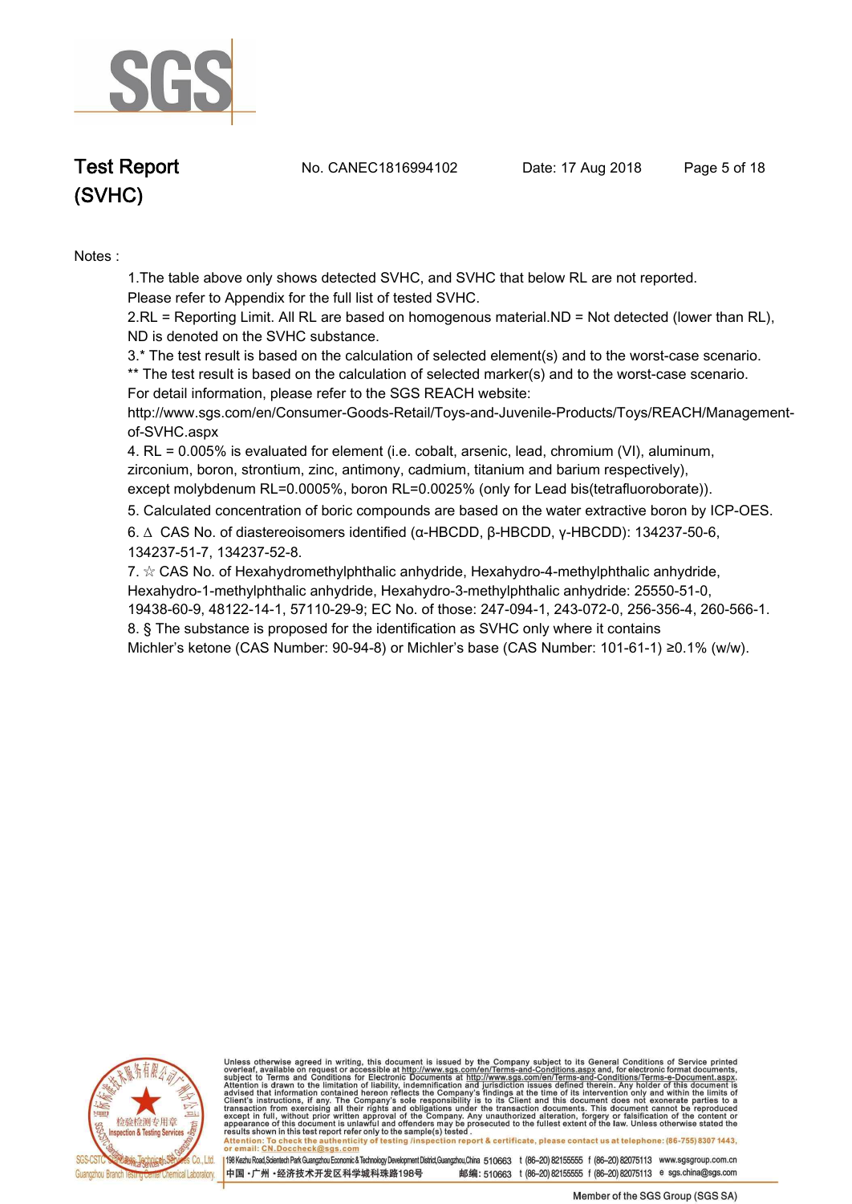Notes :

1.The table above only shows detected SVHC, and SVHC that below RL are not reported. Please refer to Appendix for the full list of tested SVHC.

2.RL = Reporting Limit. All RL are based on homogenous material.ND = Not detected (lower than RL), ND is denoted on the SVHC substance.

3.* The test result is based on the calculation of selected element(s) and to the worst-case scenario.
** The test result is based on the calculation of selected marker(s) and to the worst-case scenario.
For detail information, please refer to the SGS REACH website:
http://www.sgs.com/en/Consumer-Goods-Retail/Toys-and-Juvenile-Products/Toys/REACH/Management-of-SVHC.aspx

4. RL = 0.005% is evaluated for element (i.e. cobalt, arsenic, lead, chromium (VI), aluminum, zirconium, boron, strontium, zinc, antimony, cadmium, titanium and barium respectively), except molybdenum RL=0.0005%, boron RL=0.0025% (only for Lead bis(tetrafluoroborate)).

5. Calculated concentration of boric compounds are based on the water extractive boron by ICP-OES.

6. ∆ CAS No. of diastereoisomers identified (α-HBCDD, β-HBCDD, γ-HBCDD): 134237-50-6, 134237-51-7, 134237-52-8.

7. ☆ CAS No. of Hexahydromethylphthalic anhydride, Hexahydro-4-methylphthalic anhydride, Hexahydro-1-methylphthalic anhydride, Hexahydro-3-methylphthalic anhydride: 25550-51-0, 19438-60-9, 48122-14-1, 57110-29-9; EC No. of those: 247-094-1, 243-072-0, 256-356-4, 260-566-1.

8. § The substance is proposed for the identification as SVHC only where it contains Michler's ketone (CAS Number: 90-94-8) or Michler's base (CAS Number: 101-61-1) ≥0.1% (w/w).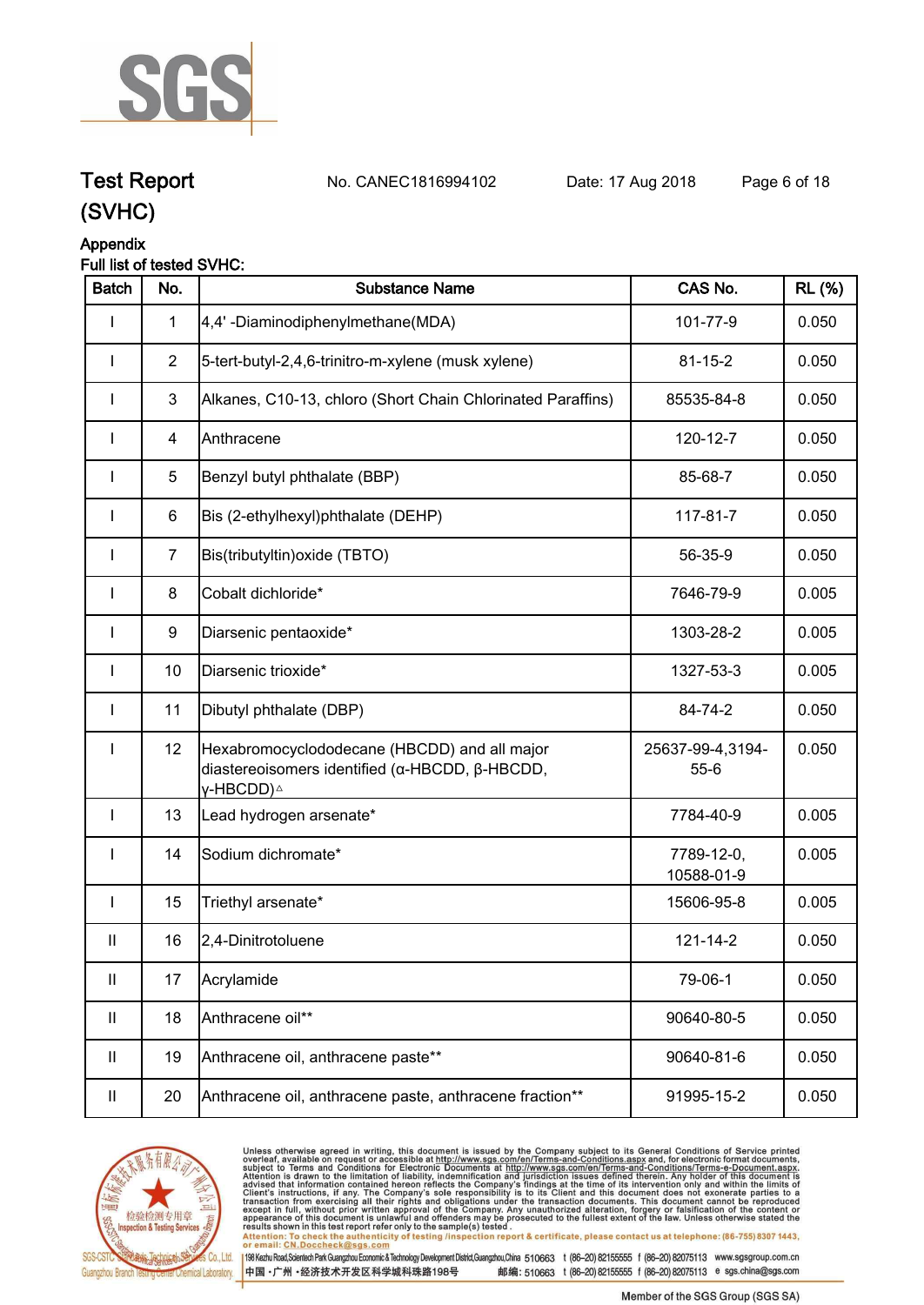# Test Report (SVHC)

No. CANEC1816994102 Date: 17 Aug 2018

## Appendix

**Full list of tested SVHC:**

| Batch | No. | Substance Name | CAS No. | RL (%) |
|---|---|---|---|---|
| I | 1 | 4,4' -Diaminodiphenylmethane(MDA) | 101-77-9 | 0.050 |
| I | 2 | 5-tert-butyl-2,4,6-trinitro-m-xylene (musk xylene) | 81-15-2 | 0.050 |
| I | 3 | Alkanes, C10-13, chloro (Short Chain Chlorinated Paraffins) | 85535-84-8 | 0.050 |
| I | 4 | Anthracene | 120-12-7 | 0.050 |
| I | 5 | Benzyl butyl phthalate (BBP) | 85-68-7 | 0.050 |
| I | 6 | Bis (2-ethylhexyl)phthalate (DEHP) | 117-81-7 | 0.050 |
| I | 7 | Bis(tributyltin)oxide (TBTO) | 56-35-9 | 0.050 |
| I | 8 | Cobalt dichloride* | 7646-79-9 | 0.005 |
| I | 9 | Diarsenic pentaoxide* | 1303-28-2 | 0.005 |
| I | 10 | Diarsenic trioxide* | 1327-53-3 | 0.005 |
| I | 11 | Dibutyl phthalate (DBP) | 84-74-2 | 0.050 |
| I | 12 | Hexabromocyclododecane (HBCDD) and all major diastereoisomers identified (α-HBCDD, β-HBCDD, γ-HBCDD)△ | 25637-99-4,3194-55-6 | 0.050 |
| I | 13 | Lead hydrogen arsenate* | 7784-40-9 | 0.005 |
| I | 14 | Sodium dichromate* | 7789-12-0, 10588-01-9 | 0.005 |
| I | 15 | Triethyl arsenate* | 15606-95-8 | 0.005 |
| II | 16 | 2,4-Dinitrotoluene | 121-14-2 | 0.050 |
| II | 17 | Acrylamide | 79-06-1 | 0.050 |
| II | 18 | Anthracene oil** | 90640-80-5 | 0.050 |
| II | 19 | Anthracene oil, anthracene paste** | 90640-81-6 | 0.050 |
| II | 20 | Anthracene oil, anthracene paste, anthracene fraction** | 91995-15-2 | 0.050 |

Unless otherwise agreed in writing, this document is issued by the Company subject to its General Conditions of Service printed overleaf, available on request or accessible at http://www.sgs.com/en/Terms-and-Conditions.aspx and, for electronic format documents, subject to Terms and Conditions for Electronic Documents at http://www.sgs.com/en/Terms-and-Conditions/Terms-e-Document.aspx. Attention is drawn to the limitation of liability, indemnification and jurisdiction issues defined therein. Any holder of this document is advised that information contained hereon reflects the Company's findings at the time of its intervention only and within the limits of Client's instructions, if any. The Company's sole responsibility is to its Client and this document does not exonerate parties to a transaction from exercising all their rights and obligations under the transaction documents. This document cannot be reproduced except in full, without prior written approval of the Company. Any unauthorized alteration, forgery or falsification of the content or appearance of this document is unlawful and offenders may be prosecuted to the fullest extent of the law. Unless otherwise stated the results shown in this test report refer only to the sample(s) tested.

Attention: To check the authenticity of testing /inspection report & certificate, please contact us at telephone: (86-755) 8307 1443, or email: CN.Doccheck@sgs.com

SGS-CSTC Standards Technical Services Co., Ltd. Guangzhou Branch Testing Center Chemical Laboratory.

198 Kezhu Road,Scientech Park Guangzhou Economic & Technology Development District,Guangzhou,China 510663 t (86–20) 82155555 f (86–20) 82075113 www.sgsgroup.com.cn

中国・广州・经济技术开发区科学城科珠路198号 邮编: 510663 t (86–20) 82155555 f (86–20) 82075113 e sgs.china@sgs.com

Member of the SGS Group (SGS SA)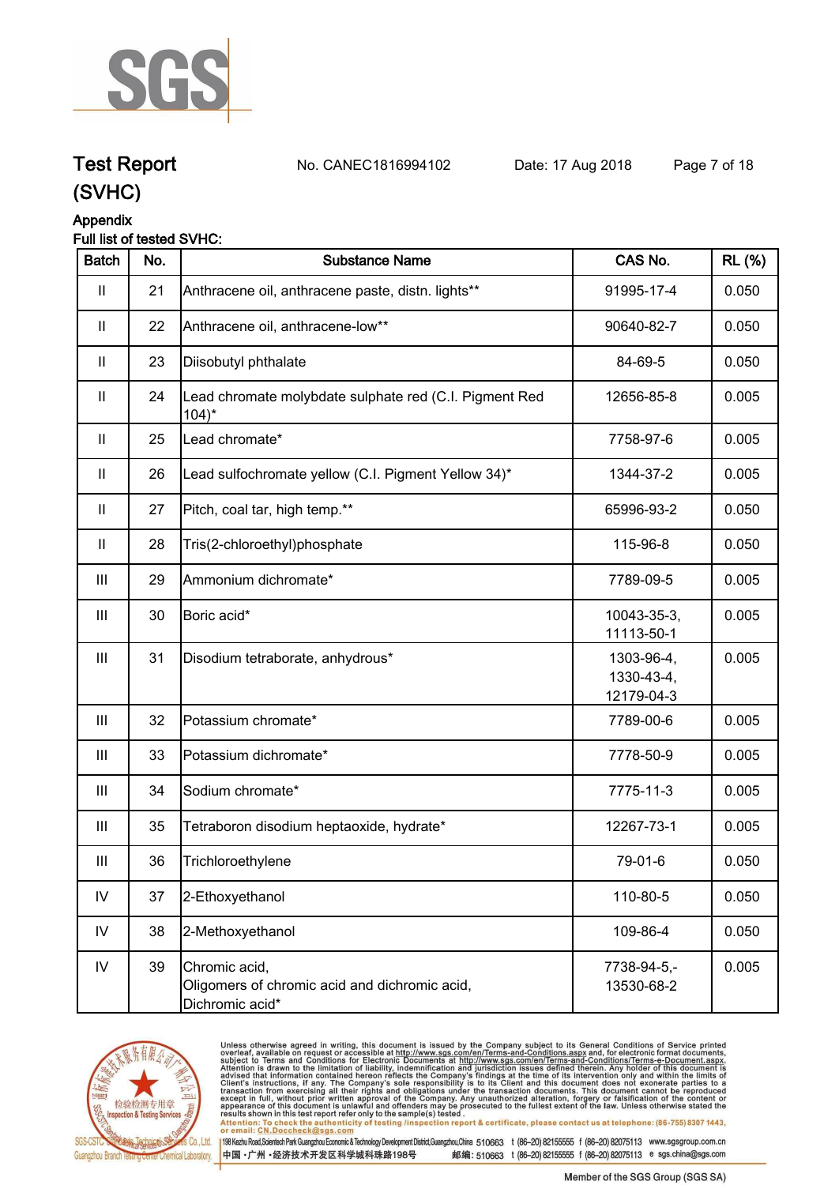# Test Report (SVHC)

No. CANEC1816994102 Date: 17 Aug 2018

## Appendix

Full list of tested SVHC:

| Batch | No. | Substance Name | CAS No. | RL (%) |
|---|---|---|---|---|
| II | 21 | Anthracene oil, anthracene paste, distn. lights** | 91995-17-4 | 0.050 |
| II | 22 | Anthracene oil, anthracene-low** | 90640-82-7 | 0.050 |
| II | 23 | Diisobutyl phthalate | 84-69-5 | 0.050 |
| II | 24 | Lead chromate molybdate sulphate red (C.I. Pigment Red 104)* | 12656-85-8 | 0.005 |
| II | 25 | Lead chromate* | 7758-97-6 | 0.005 |
| II | 26 | Lead sulfochromate yellow (C.I. Pigment Yellow 34)* | 1344-37-2 | 0.005 |
| II | 27 | Pitch, coal tar, high temp.** | 65996-93-2 | 0.050 |
| II | 28 | Tris(2-chloroethyl)phosphate | 115-96-8 | 0.050 |
| III | 29 | Ammonium dichromate* | 7789-09-5 | 0.005 |
| III | 30 | Boric acid* | 10043-35-3, 11113-50-1 | 0.005 |
| III | 31 | Disodium tetraborate, anhydrous* | 1303-96-4, 1330-43-4, 12179-04-3 | 0.005 |
| III | 32 | Potassium chromate* | 7789-00-6 | 0.005 |
| III | 33 | Potassium dichromate* | 7778-50-9 | 0.005 |
| III | 34 | Sodium chromate* | 7775-11-3 | 0.005 |
| III | 35 | Tetraboron disodium heptaoxide, hydrate* | 12267-73-1 | 0.005 |
| III | 36 | Trichloroethylene | 79-01-6 | 0.050 |
| IV | 37 | 2-Ethoxyethanol | 110-80-5 | 0.050 |
| IV | 38 | 2-Methoxyethanol | 109-86-4 | 0.050 |
| IV | 39 | Chromic acid, Oligomers of chromic acid and dichromic acid, Dichromic acid* | 7738-94-5,- 13530-68-2 | 0.005 |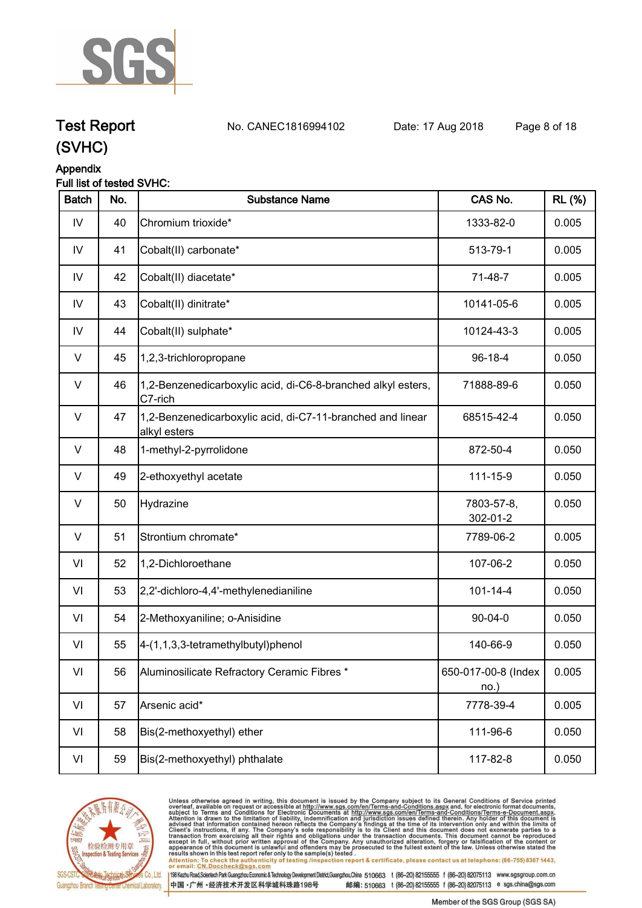# Test Report (SVHC)

No. CANEC1816994102 Date: 17 Aug 2018

Appendix

Full list of tested SVHC:

| Batch | No. | Substance Name | CAS No. | RL (%) |
|---|---|---|---|---|
| IV | 40 | Chromium trioxide* | 1333-82-0 | 0.005 |
| IV | 41 | Cobalt(II) carbonate* | 513-79-1 | 0.005 |
| IV | 42 | Cobalt(II) diacetate* | 71-48-7 | 0.005 |
| IV | 43 | Cobalt(II) dinitrate* | 10141-05-6 | 0.005 |
| IV | 44 | Cobalt(II) sulphate* | 10124-43-3 | 0.005 |
| V | 45 | 1,2,3-trichloropropane | 96-18-4 | 0.050 |
| V | 46 | 1,2-Benzenedicarboxylic acid, di-C6-8-branched alkyl esters, C7-rich | 71888-89-6 | 0.050 |
| V | 47 | 1,2-Benzenedicarboxylic acid, di-C7-11-branched and linear alkyl esters | 68515-42-4 | 0.050 |
| V | 48 | 1-methyl-2-pyrrolidone | 872-50-4 | 0.050 |
| V | 49 | 2-ethoxyethyl acetate | 111-15-9 | 0.050 |
| V | 50 | Hydrazine | 7803-57-8, 302-01-2 | 0.050 |
| V | 51 | Strontium chromate* | 7789-06-2 | 0.005 |
| VI | 52 | 1,2-Dichloroethane | 107-06-2 | 0.050 |
| VI | 53 | 2,2'-dichloro-4,4'-methylenedianiline | 101-14-4 | 0.050 |
| VI | 54 | 2-Methoxyaniline; o-Anisidine | 90-04-0 | 0.050 |
| VI | 55 | 4-(1,1,3,3-tetramethylbutyl)phenol | 140-66-9 | 0.050 |
| VI | 56 | Aluminosilicate Refractory Ceramic Fibres * | 650-017-00-8 (Index no.) | 0.005 |
| VI | 57 | Arsenic acid* | 7778-39-4 | 0.005 |
| VI | 58 | Bis(2-methoxyethyl) ether | 111-96-6 | 0.050 |
| VI | 59 | Bis(2-methoxyethyl) phthalate | 117-82-8 | 0.050 |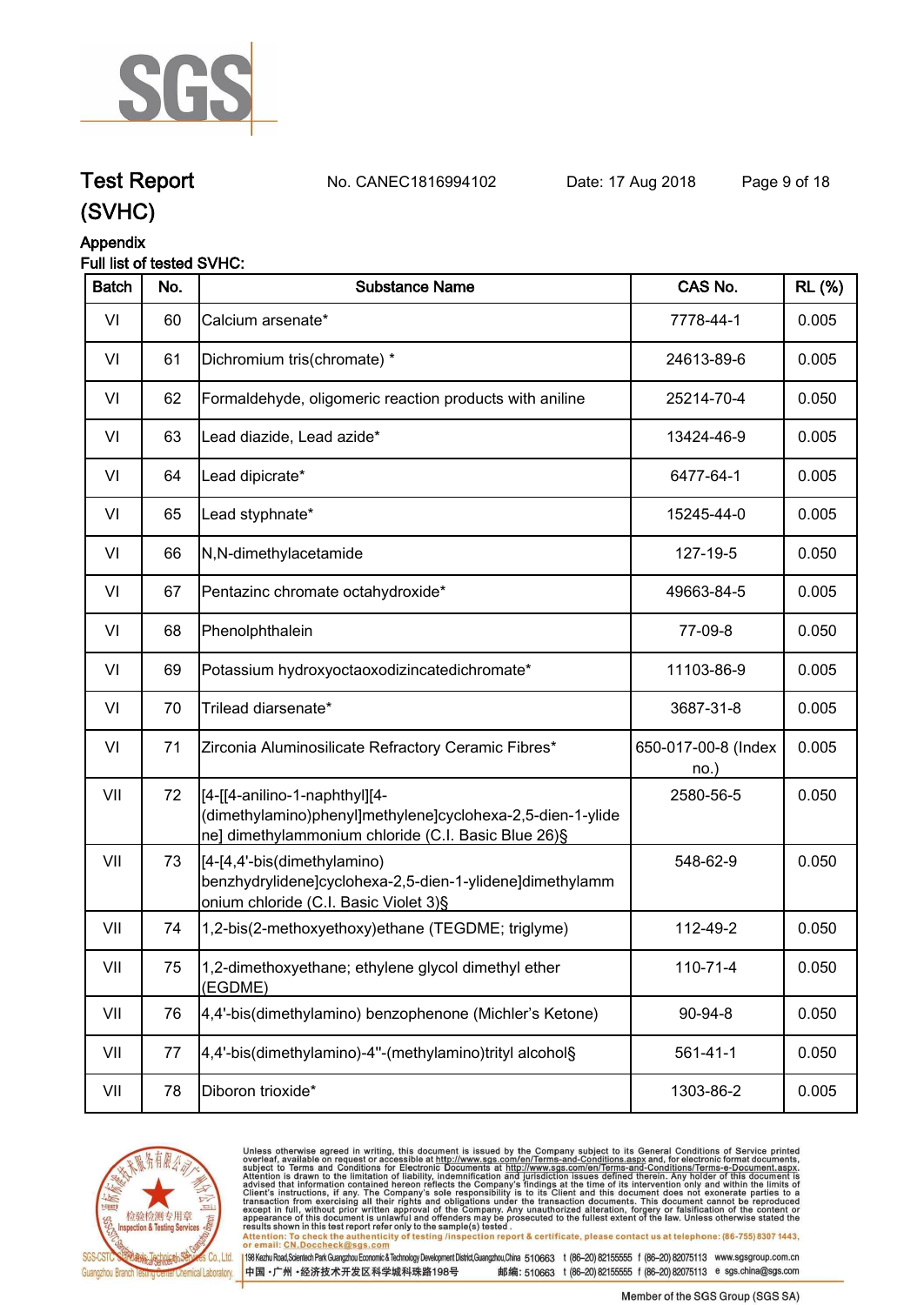# Test Report (SVHC)

No. CANEC1816994102 Date: 17 Aug 2018

## Appendix

Full list of tested SVHC:

| Batch | No. | Substance Name | CAS No. | RL (%) |
|---|---|---|---|---|
| VI | 60 | Calcium arsenate* | 7778-44-1 | 0.005 |
| VI | 61 | Dichromium tris(chromate) * | 24613-89-6 | 0.005 |
| VI | 62 | Formaldehyde, oligomeric reaction products with aniline | 25214-70-4 | 0.050 |
| VI | 63 | Lead diazide, Lead azide* | 13424-46-9 | 0.005 |
| VI | 64 | Lead dipicrate* | 6477-64-1 | 0.005 |
| VI | 65 | Lead styphnate* | 15245-44-0 | 0.005 |
| VI | 66 | N,N-dimethylacetamide | 127-19-5 | 0.050 |
| VI | 67 | Pentazinc chromate octahydroxide* | 49663-84-5 | 0.005 |
| VI | 68 | Phenolphthalein | 77-09-8 | 0.050 |
| VI | 69 | Potassium hydroxyoctaoxodizincatedichromate* | 11103-86-9 | 0.005 |
| VI | 70 | Trilead diarsenate* | 3687-31-8 | 0.005 |
| VI | 71 | Zirconia Aluminosilicate Refractory Ceramic Fibres* | 650-017-00-8 (Index no.) | 0.005 |
| VII | 72 | [4-[[4-anilino-1-naphthyl][4-(dimethylamino)phenyl]methylene]cyclohexa-2,5-dien-1-ylidene] dimethylammonium chloride (C.I. Basic Blue 26)§ | 2580-56-5 | 0.050 |
| VII | 73 | [4-[4,4'-bis(dimethylamino) benzhydrylidene]cyclohexa-2,5-dien-1-ylidene]dimethylammonium chloride (C.I. Basic Violet 3)§ | 548-62-9 | 0.050 |
| VII | 74 | 1,2-bis(2-methoxyethoxy)ethane (TEGDME; triglyme) | 112-49-2 | 0.050 |
| VII | 75 | 1,2-dimethoxyethane; ethylene glycol dimethyl ether (EGDME) | 110-71-4 | 0.050 |
| VII | 76 | 4,4'-bis(dimethylamino) benzophenone (Michler's Ketone) | 90-94-8 | 0.050 |
| VII | 77 | 4,4'-bis(dimethylamino)-4''-(methylamino)trityl alcohol§ | 561-41-1 | 0.050 |
| VII | 78 | Diboron trioxide* | 1303-86-2 | 0.005 |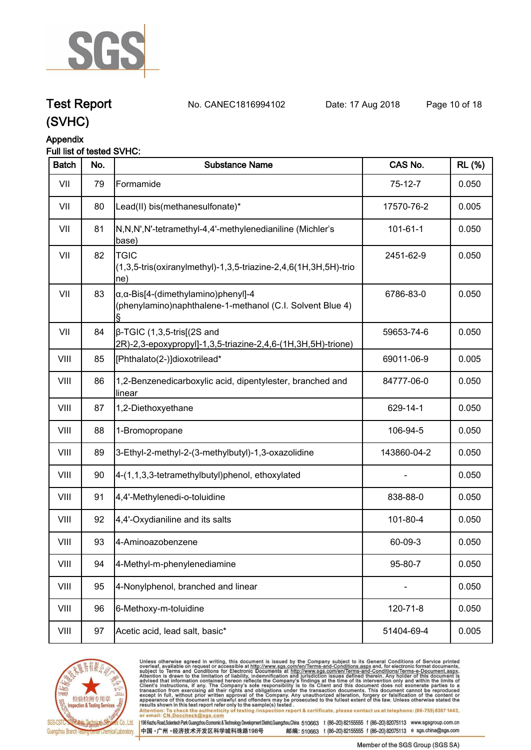# Test Report (SVHC)

No. CANEC1816994102 Date: 17 Aug 2018

## Appendix

### Full list of tested SVHC:

| Batch | No. | Substance Name | CAS No. | RL (%) |
|---|---|---|---|---|
| VII | 79 | Formamide | 75-12-7 | 0.050 |
| VII | 80 | Lead(II) bis(methanesulfonate)* | 17570-76-2 | 0.005 |
| VII | 81 | N,N,N',N'-tetramethyl-4,4'-methylenedianiline (Michler's base) | 101-61-1 | 0.050 |
| VII | 82 | TGIC (1,3,5-tris(oxiranylmethyl)-1,3,5-triazine-2,4,6(1H,3H,5H)-trione) | 2451-62-9 | 0.050 |
| VII | 83 | α,α-Bis[4-(dimethylamino)phenyl]-4 (phenylamino)naphthalene-1-methanol (C.I. Solvent Blue 4) § | 6786-83-0 | 0.050 |
| VII | 84 | β-TGIC (1,3,5-tris[(2S and 2R)-2,3-epoxypropyl]-1,3,5-triazine-2,4,6-(1H,3H,5H)-trione) | 59653-74-6 | 0.050 |
| VIII | 85 | [Phthalato(2-)]dioxotrilead* | 69011-06-9 | 0.005 |
| VIII | 86 | 1,2-Benzenedicarboxylic acid, dipentylester, branched and linear | 84777-06-0 | 0.050 |
| VIII | 87 | 1,2-Diethoxyethane | 629-14-1 | 0.050 |
| VIII | 88 | 1-Bromopropane | 106-94-5 | 0.050 |
| VIII | 89 | 3-Ethyl-2-methyl-2-(3-methylbutyl)-1,3-oxazolidine | 143860-04-2 | 0.050 |
| VIII | 90 | 4-(1,1,3,3-tetramethylbutyl)phenol, ethoxylated | - | 0.050 |
| VIII | 91 | 4,4'-Methylenedi-o-toluidine | 838-88-0 | 0.050 |
| VIII | 92 | 4,4'-Oxydianiline and its salts | 101-80-4 | 0.050 |
| VIII | 93 | 4-Aminoazobenzene | 60-09-3 | 0.050 |
| VIII | 94 | 4-Methyl-m-phenylenediamine | 95-80-7 | 0.050 |
| VIII | 95 | 4-Nonylphenol, branched and linear | - | 0.050 |
| VIII | 96 | 6-Methoxy-m-toluidine | 120-71-8 | 0.050 |
| VIII | 97 | Acetic acid, lead salt, basic* | 51404-69-4 | 0.005 |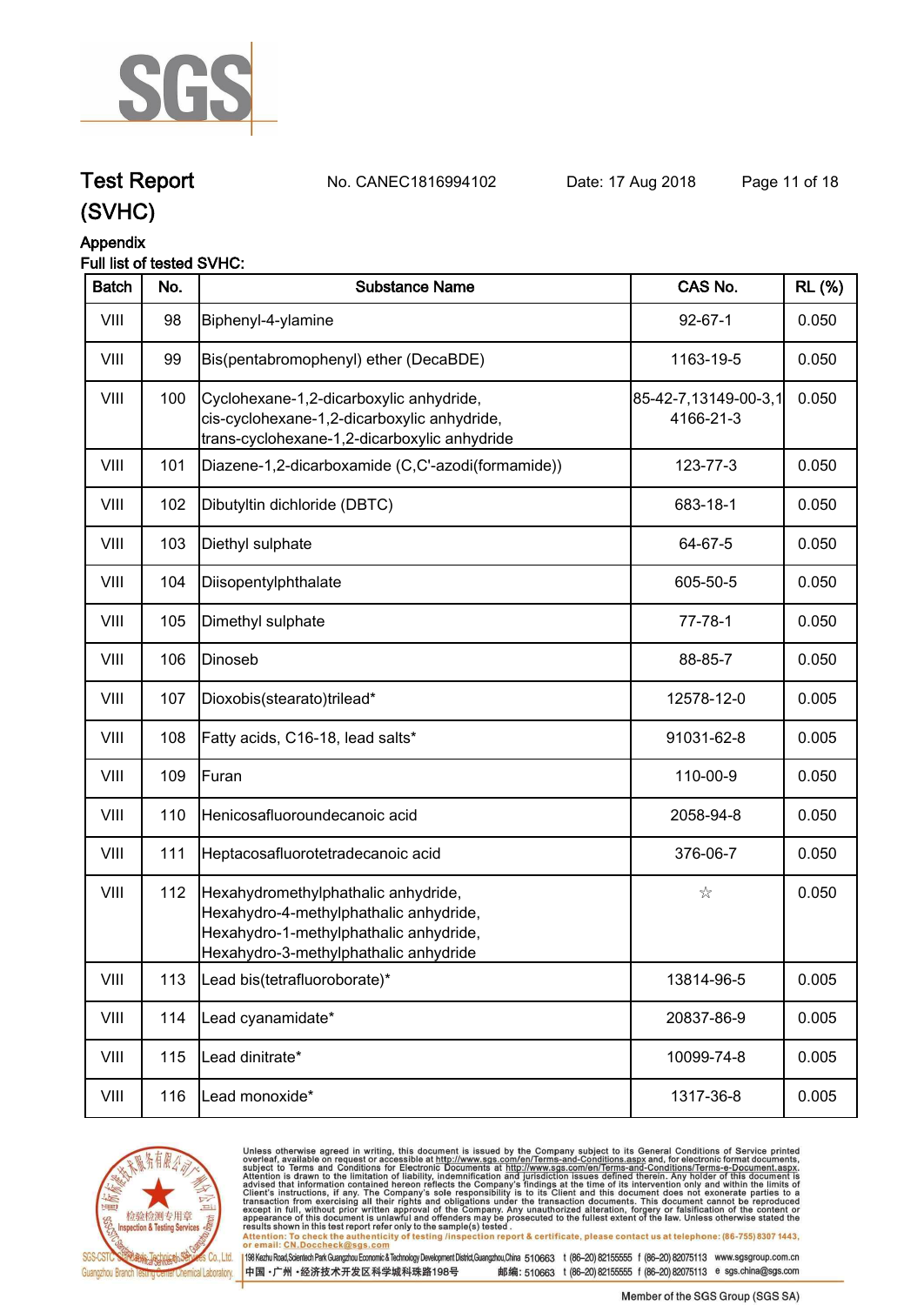# Test Report (SVHC)

No. CANEC1816994102 Date: 17 Aug 2018

## Appendix

Full list of tested SVHC:

| Batch | No. | Substance Name | CAS No. | RL (%) |
|---|---|---|---|---|
| VIII | 98 | Biphenyl-4-ylamine | 92-67-1 | 0.050 |
| VIII | 99 | Bis(pentabromophenyl) ether (DecaBDE) | 1163-19-5 | 0.050 |
| VIII | 100 | Cyclohexane-1,2-dicarboxylic anhydride, cis-cyclohexane-1,2-dicarboxylic anhydride, trans-cyclohexane-1,2-dicarboxylic anhydride | 85-42-7,13149-00-3,14166-21-3 | 0.050 |
| VIII | 101 | Diazene-1,2-dicarboxamide (C,C'-azodi(formamide)) | 123-77-3 | 0.050 |
| VIII | 102 | Dibutyltin dichloride (DBTC) | 683-18-1 | 0.050 |
| VIII | 103 | Diethyl sulphate | 64-67-5 | 0.050 |
| VIII | 104 | Diisopentylphthalate | 605-50-5 | 0.050 |
| VIII | 105 | Dimethyl sulphate | 77-78-1 | 0.050 |
| VIII | 106 | Dinoseb | 88-85-7 | 0.050 |
| VIII | 107 | Dioxobis(stearato)trilead* | 12578-12-0 | 0.005 |
| VIII | 108 | Fatty acids, C16-18, lead salts* | 91031-62-8 | 0.005 |
| VIII | 109 | Furan | 110-00-9 | 0.050 |
| VIII | 110 | Henicosafluoroundecanoic acid | 2058-94-8 | 0.050 |
| VIII | 111 | Heptacosafluorotetradecanoic acid | 376-06-7 | 0.050 |
| VIII | 112 | Hexahydromethylphathalic anhydride, Hexahydro-4-methylphathalic anhydride, Hexahydro-1-methylphathalic anhydride, Hexahydro-3-methylphathalic anhydride | ☆ | 0.050 |
| VIII | 113 | Lead bis(tetrafluoroborate)* | 13814-96-5 | 0.005 |
| VIII | 114 | Lead cyanamidate* | 20837-86-9 | 0.005 |
| VIII | 115 | Lead dinitrate* | 10099-74-8 | 0.005 |
| VIII | 116 | Lead monoxide* | 1317-36-8 | 0.005 |

Unless otherwise agreed in writing, this document is issued by the Company subject to its General Conditions of Service printed overleaf, available on request or accessible at http://www.sgs.com/en/Terms-and-Conditions.aspx and, for electronic format documents, subject to Terms and Conditions for Electronic Documents at http://www.sgs.com/en/Terms-and-Conditions/Terms-e-Document.aspx. Attention is drawn to the limitation of liability, indemnification and jurisdiction issues defined therein. Any holder of this document is advised that information contained hereon reflects the Company's findings at the time of its intervention only and within the limits of Client's instructions, if any. The Company's sole responsibility is to its Client and this document does not exonerate parties to a transaction from exercising all their rights and obligations under the transaction documents. This document cannot be reproduced except in full, without prior written approval of the Company. Any unauthorized alteration, forgery or falsification of the content or appearance of this document is unlawful and offenders may be prosecuted to the fullest extent of the law. Unless otherwise stated the results shown in this test report refer only to the sample(s) tested.

Attention: To check the authenticity of testing /inspection report & certificate, please contact us at telephone: (86-755) 8307 1443, or email: CN.Doccheck@sgs.com

SGS-CSTC Standards Technical Services Co., Ltd. Guangzhou Branch Testing Center Chemical Laboratory

198 Kezhu Road,Scientech Park Guangzhou Economic & Technology Development District,Guangzhou,China 510663 t (86-20) 82155555 f (86-20) 82075113 www.sgsgroup.com.cn

中国・广州・经济技术开发区科学城科珠路198号 邮编: 510663 t (86-20) 82155555 f (86-20) 82075113 e sgs.china@sgs.com

Member of the SGS Group (SGS SA)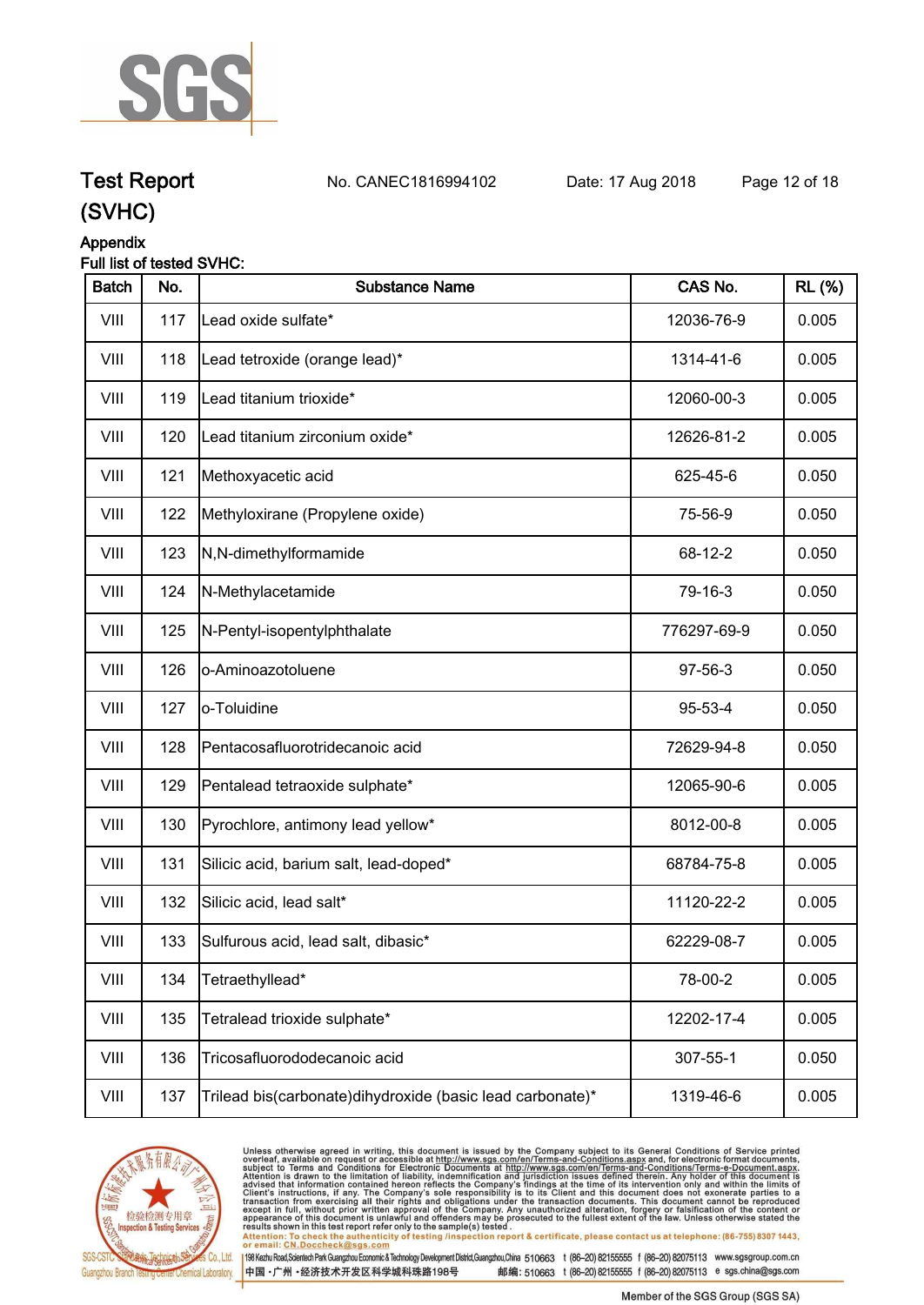# Test Report (SVHC)

No. CANEC1816994102 Date: 17 Aug 2018

## Appendix

**Full list of tested SVHC:**

| Batch | No. | Substance Name | CAS No. | RL (%) |
|---|---|---|---|---|
| VIII | 117 | Lead oxide sulfate* | 12036-76-9 | 0.005 |
| VIII | 118 | Lead tetroxide (orange lead)* | 1314-41-6 | 0.005 |
| VIII | 119 | Lead titanium trioxide* | 12060-00-3 | 0.005 |
| VIII | 120 | Lead titanium zirconium oxide* | 12626-81-2 | 0.005 |
| VIII | 121 | Methoxyacetic acid | 625-45-6 | 0.050 |
| VIII | 122 | Methyloxirane (Propylene oxide) | 75-56-9 | 0.050 |
| VIII | 123 | N,N-dimethylformamide | 68-12-2 | 0.050 |
| VIII | 124 | N-Methylacetamide | 79-16-3 | 0.050 |
| VIII | 125 | N-Pentyl-isopentylphthalate | 776297-69-9 | 0.050 |
| VIII | 126 | o-Aminoazotoluene | 97-56-3 | 0.050 |
| VIII | 127 | o-Toluidine | 95-53-4 | 0.050 |
| VIII | 128 | Pentacosafluorotridecanoic acid | 72629-94-8 | 0.050 |
| VIII | 129 | Pentalead tetraoxide sulphate* | 12065-90-6 | 0.005 |
| VIII | 130 | Pyrochlore, antimony lead yellow* | 8012-00-8 | 0.005 |
| VIII | 131 | Silicic acid, barium salt, lead-doped* | 68784-75-8 | 0.005 |
| VIII | 132 | Silicic acid, lead salt* | 11120-22-2 | 0.005 |
| VIII | 133 | Sulfurous acid, lead salt, dibasic* | 62229-08-7 | 0.005 |
| VIII | 134 | Tetraethyllead* | 78-00-2 | 0.005 |
| VIII | 135 | Tetralead trioxide sulphate* | 12202-17-4 | 0.005 |
| VIII | 136 | Tricosafluorododecanoic acid | 307-55-1 | 0.050 |
| VIII | 137 | Trilead bis(carbonate)dihydroxide (basic lead carbonate)* | 1319-46-6 | 0.005 |

Unless otherwise agreed in writing, this document is issued by the Company subject to its General Conditions of Service printed overleaf, available on request or accessible at http://www.sgs.com/en/Terms-and-Conditions.aspx and, for electronic format documents, subject to Terms and Conditions for Electronic Documents at http://www.sgs.com/en/Terms-and-Conditions/Terms-e-Document.aspx. Attention is drawn to the limitation of liability, indemnification and jurisdiction issues defined therein. Any holder of this document is advised that information contained hereon reflects the Company's findings at the time of its intervention only and within the limits of Client's instructions, if any. The Company's sole responsibility is to its Client and this document does not exonerate parties to a transaction from exercising all their rights and obligations under the transaction documents. This document cannot be reproduced except in full, without prior written approval of the Company. Any unauthorized alteration, forgery or falsification of the content or appearance of this document is unlawful and offenders may be prosecuted to the fullest extent of the law. Unless otherwise stated the results shown in this test report refer only to the sample(s) tested.

Attention: To check the authenticity of testing /inspection report & certificate, please contact us at telephone: (86-755) 8307 1443, or email: CN.Doccheck@sgs.com

SGS-CSTC Standards Technical Services Co., Ltd. Guangzhou Branch Testing Center Chemical Laboratory.

198 Kezhu Road,Scientech Park Guangzhou Economic & Technology Development District,Guangzhou,China 510663 t (86-20) 82155555 f (86-20) 82075113 www.sgsgroup.com.cn

中国・广州・经济技术开发区科学城科珠路198号 邮编: 510663 t (86-20) 82155555 f (86-20) 82075113 e sgs.china@sgs.com

Member of the SGS Group (SGS SA)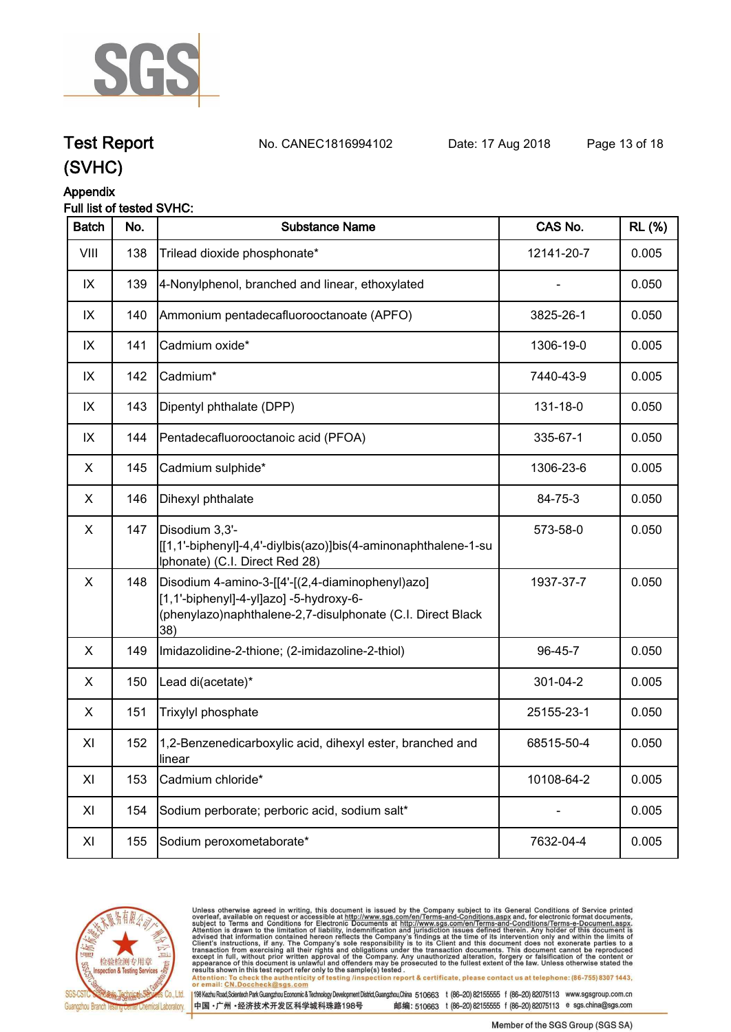# Test Report (SVHC)

No. CANEC1816994102 Date: 17 Aug 2018

## Appendix

Full list of tested SVHC:

| Batch | No. | Substance Name | CAS No. | RL (%) |
|---|---|---|---|---|
| VIII | 138 | Trilead dioxide phosphonate* | 12141-20-7 | 0.005 |
| IX | 139 | 4-Nonylphenol, branched and linear, ethoxylated | - | 0.050 |
| IX | 140 | Ammonium pentadecafluorooctanoate (APFO) | 3825-26-1 | 0.050 |
| IX | 141 | Cadmium oxide* | 1306-19-0 | 0.005 |
| IX | 142 | Cadmium* | 7440-43-9 | 0.005 |
| IX | 143 | Dipentyl phthalate (DPP) | 131-18-0 | 0.050 |
| IX | 144 | Pentadecafluorooctanoic acid (PFOA) | 335-67-1 | 0.050 |
| X | 145 | Cadmium sulphide* | 1306-23-6 | 0.005 |
| X | 146 | Dihexyl phthalate | 84-75-3 | 0.050 |
| X | 147 | Disodium 3,3'-[[1,1'-biphenyl]-4,4'-diylbis(azo)]bis(4-aminonaphthalene-1-sulphonate) (C.I. Direct Red 28) | 573-58-0 | 0.050 |
| X | 148 | Disodium 4-amino-3-[[4'-[(2,4-diaminophenyl)azo] [1,1'-biphenyl]-4-yl]azo] -5-hydroxy-6-(phenylazo)naphthalene-2,7-disulphonate (C.I. Direct Black 38) | 1937-37-7 | 0.050 |
| X | 149 | Imidazolidine-2-thione; (2-imidazoline-2-thiol) | 96-45-7 | 0.050 |
| X | 150 | Lead di(acetate)* | 301-04-2 | 0.005 |
| X | 151 | Trixylyl phosphate | 25155-23-1 | 0.050 |
| XI | 152 | 1,2-Benzenedicarboxylic acid, dihexyl ester, branched and linear | 68515-50-4 | 0.050 |
| XI | 153 | Cadmium chloride* | 10108-64-2 | 0.005 |
| XI | 154 | Sodium perborate; perboric acid, sodium salt* | - | 0.005 |
| XI | 155 | Sodium peroxometaborate* | 7632-04-4 | 0.005 |

Unless otherwise agreed in writing, this document is issued by the Company subject to its General Conditions of Service printed overleaf, available on request or accessible at http://www.sgs.com/en/Terms-and-Conditions.aspx and, for electronic format documents, subject to Terms and Conditions for Electronic Documents at http://www.sgs.com/en/Terms-and-Conditions/Terms-e-Document.aspx. Attention is drawn to the limitation of liability, indemnification and jurisdiction issues defined therein. Any holder of this document is advised that information contained hereon reflects the Company's findings at the time of its intervention only and within the limits of Client's instructions, if any. The Company's sole responsibility is to its Client and this document does not exonerate parties to a transaction from exercising all their rights and obligations under the transaction documents. This document cannot be reproduced except in full, without prior written approval of the Company. Any unauthorized alteration, forgery or falsification of the content or appearance of this document is unlawful and offenders may be prosecuted to the fullest extent of the law. Unless otherwise stated the results shown in this test report refer only to the sample(s) tested .

Attention: To check the authenticity of testing /inspection report & certificate, please contact us at telephone: (86-755) 8307 1443, or email: CN.Doccheck@sgs.com

SGS-CSTC Standards Technical Services Co., Ltd. Guangzhou Branch Testing Center Chemical Laboratory.

198 Kezhu Road,Scientech Park Guangzhou Economic & Technology Development District,Guangzhou,China 510663 t (86-20) 82155555 f (86-20) 82075113 www.sgsgroup.com.cn

中国 ·广州 ·经济技术开发区科学城科珠路198号 邮编: 510663 t (86-20) 82155555 f (86-20) 82075113 e sgs.china@sgs.com

Member of the SGS Group (SGS SA)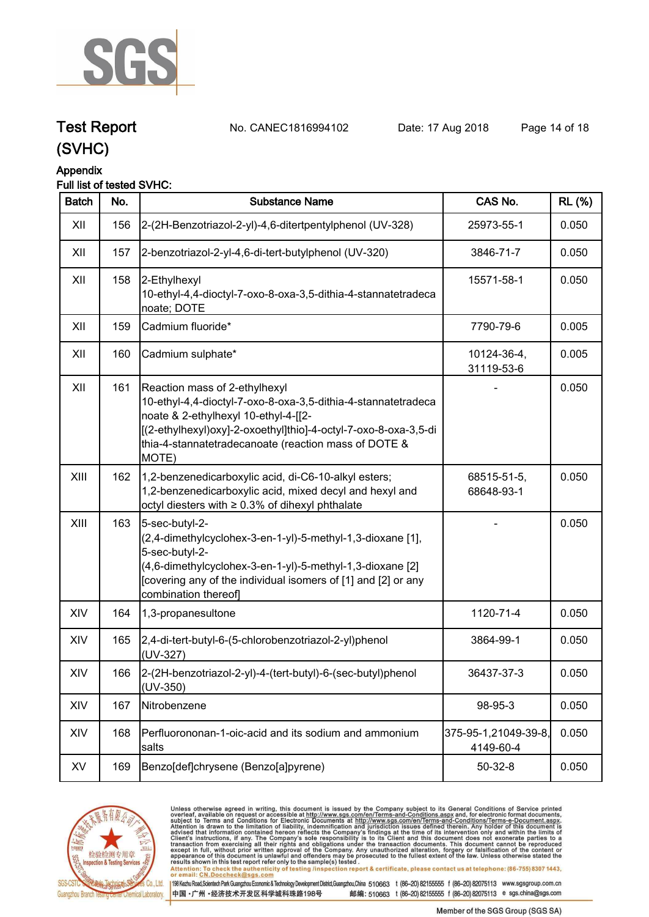# Test Report

No. CANEC1816994102    Date: 17 Aug 2018

(SVHC)

## Appendix

**Full list of tested SVHC:**

| Batch | No. | Substance Name | CAS No. | RL (%) |
|---|---|---|---|---|
| XII | 156 | 2-(2H-Benzotriazol-2-yl)-4,6-ditertpentylphenol (UV-328) | 25973-55-1 | 0.050 |
| XII | 157 | 2-benzotriazol-2-yl-4,6-di-tert-butylphenol (UV-320) | 3846-71-7 | 0.050 |
| XII | 158 | 2-Ethylhexyl 10-ethyl-4,4-dioctyl-7-oxo-8-oxa-3,5-dithia-4-stannatetradecanoate; DOTE | 15571-58-1 | 0.050 |
| XII | 159 | Cadmium fluoride* | 7790-79-6 | 0.005 |
| XII | 160 | Cadmium sulphate* | 10124-36-4, 31119-53-6 | 0.005 |
| XII | 161 | Reaction mass of 2-ethylhexyl 10-ethyl-4,4-dioctyl-7-oxo-8-oxa-3,5-dithia-4-stannatetradecanoate & 2-ethylhexyl 10-ethyl-4-[[2-[(2-ethylhexyl)oxy]-2-oxoethyl]thio]-4-octyl-7-oxo-8-oxa-3,5-dithia-4-stannatetradecanoate (reaction mass of DOTE & MOTE) | - | 0.050 |
| XIII | 162 | 1,2-benzenedicarboxylic acid, di-C6-10-alkyl esters; 1,2-benzenedicarboxylic acid, mixed decyl and hexyl and octyl diesters with ≥ 0.3% of dihexyl phthalate | 68515-51-5, 68648-93-1 | 0.050 |
| XIII | 163 | 5-sec-butyl-2-(2,4-dimethylcyclohex-3-en-1-yl)-5-methyl-1,3-dioxane [1], 5-sec-butyl-2-(4,6-dimethylcyclohex-3-en-1-yl)-5-methyl-1,3-dioxane [2] [covering any of the individual isomers of [1] and [2] or any combination thereof] | - | 0.050 |
| XIV | 164 | 1,3-propanesultone | 1120-71-4 | 0.050 |
| XIV | 165 | 2,4-di-tert-butyl-6-(5-chlorobenzotriazol-2-yl)phenol (UV-327) | 3864-99-1 | 0.050 |
| XIV | 166 | 2-(2H-benzotriazol-2-yl)-4-(tert-butyl)-6-(sec-butyl)phenol (UV-350) | 36437-37-3 | 0.050 |
| XIV | 167 | Nitrobenzene | 98-95-3 | 0.050 |
| XIV | 168 | Perfluorononan-1-oic-acid and its sodium and ammonium salts | 375-95-1,21049-39-8, 4149-60-4 | 0.050 |
| XV | 169 | Benzo[def]chrysene (Benzo[a]pyrene) | 50-32-8 | 0.050 |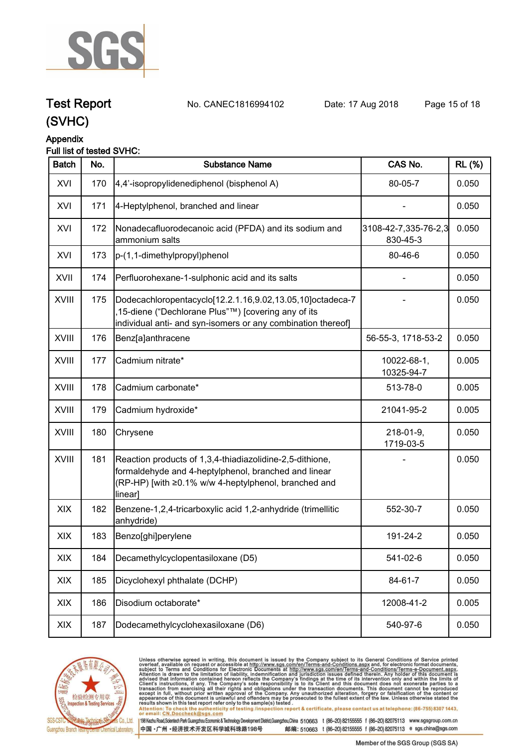# Test Report (SVHC)

No. CANEC1816994102 Date: 17 Aug 2018

## Appendix

Full list of tested SVHC:

| Batch | No. | Substance Name | CAS No. | RL (%) |
|---|---|---|---|---|
| XVI | 170 | 4,4'-isopropylidenediphenol (bisphenol A) | 80-05-7 | 0.050 |
| XVI | 171 | 4-Heptylphenol, branched and linear | - | 0.050 |
| XVI | 172 | Nonadecafluorodecanoic acid (PFDA) and its sodium and ammonium salts | 3108-42-7,335-76-2,3830-45-3 | 0.050 |
| XVI | 173 | p-(1,1-dimethylpropyl)phenol | 80-46-6 | 0.050 |
| XVII | 174 | Perfluorohexane-1-sulphonic acid and its salts | - | 0.050 |
| XVIII | 175 | Dodecachloropentacyclo[12.2.1.16,9.02,13.05,10]octadeca-7,15-diene ("Dechlorane Plus"™) [covering any of its individual anti- and syn-isomers or any combination thereof] | - | 0.050 |
| XVIII | 176 | Benz[a]anthracene | 56-55-3, 1718-53-2 | 0.050 |
| XVIII | 177 | Cadmium nitrate* | 10022-68-1, 10325-94-7 | 0.005 |
| XVIII | 178 | Cadmium carbonate* | 513-78-0 | 0.005 |
| XVIII | 179 | Cadmium hydroxide* | 21041-95-2 | 0.005 |
| XVIII | 180 | Chrysene | 218-01-9, 1719-03-5 | 0.050 |
| XVIII | 181 | Reaction products of 1,3,4-thiadiazolidine-2,5-dithione, formaldehyde and 4-heptylphenol, branched and linear (RP-HP) [with ≥0.1% w/w 4-heptylphenol, branched and linear] | - | 0.050 |
| XIX | 182 | Benzene-1,2,4-tricarboxylic acid 1,2-anhydride (trimellitic anhydride) | 552-30-7 | 0.050 |
| XIX | 183 | Benzo[ghi]perylene | 191-24-2 | 0.050 |
| XIX | 184 | Decamethylcyclopentasiloxane (D5) | 541-02-6 | 0.050 |
| XIX | 185 | Dicyclohexyl phthalate (DCHP) | 84-61-7 | 0.050 |
| XIX | 186 | Disodium octaborate* | 12008-41-2 | 0.005 |
| XIX | 187 | Dodecamethylcyclohexasiloxane (D6) | 540-97-6 | 0.050 |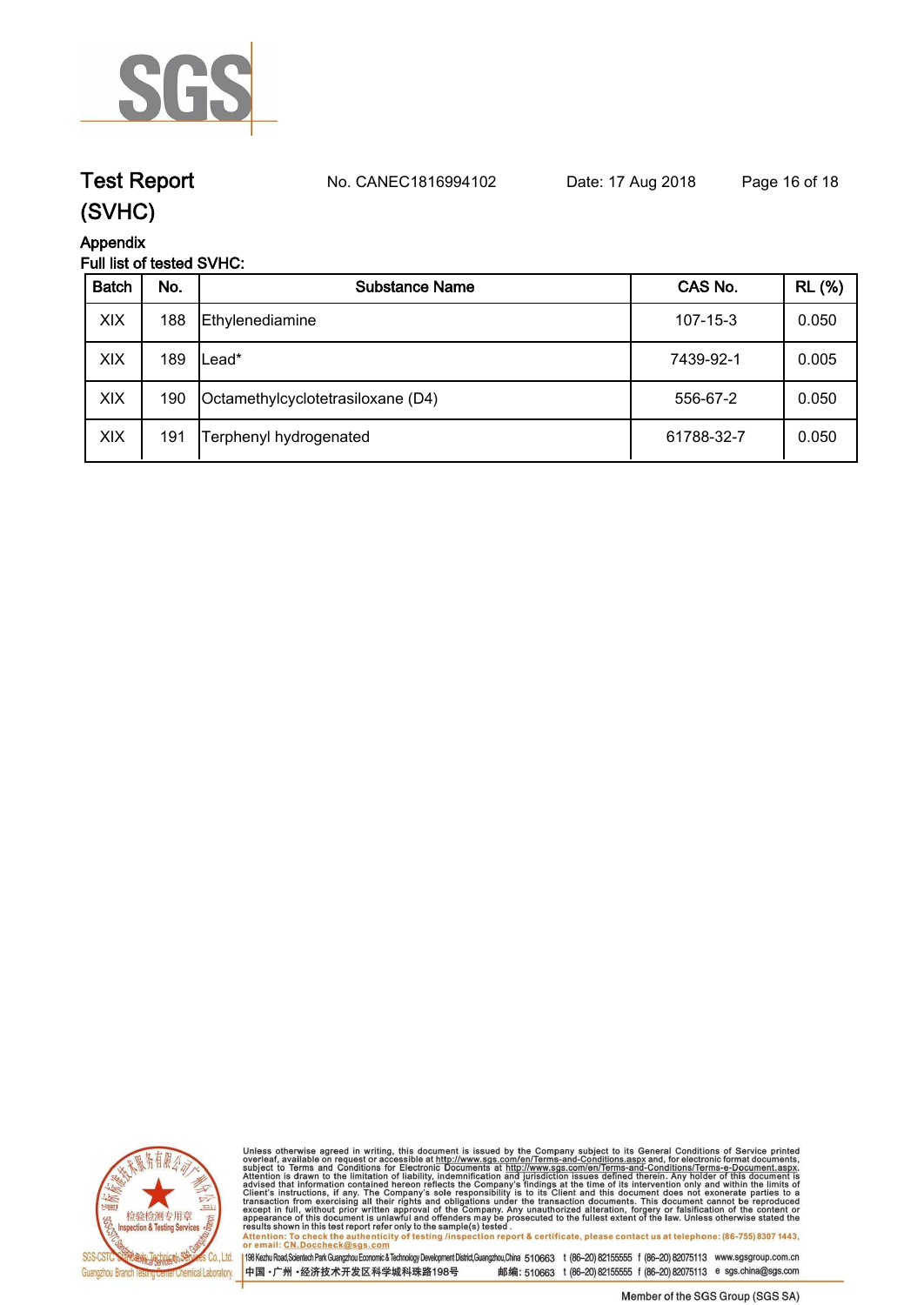## Test Report (SVHC)

No. CANEC1816994102 Date: 17 Aug 2018

### Appendix

Full list of tested SVHC:

| Batch | No. | Substance Name | CAS No. | RL (%) |
|---|---|---|---|---|
| XIX | 188 | Ethylenediamine | 107-15-3 | 0.050 |
| XIX | 189 | Lead* | 7439-92-1 | 0.005 |
| XIX | 190 | Octamethylcyclotetrasiloxane (D4) | 556-67-2 | 0.050 |
| XIX | 191 | Terphenyl hydrogenated | 61788-32-7 | 0.050 |

Unless otherwise agreed in writing, this document is issued by the Company subject to its General Conditions of Service printed overleaf, available on request or accessible at http://www.sgs.com/en/Terms-and-Conditions.aspx and, for electronic format documents, subject to Terms and Conditions for Electronic Documents at http://www.sgs.com/en/Terms-and-Conditions/Terms-e-Document.aspx. Attention is drawn to the limitation of liability, indemnification and jurisdiction issues defined therein. Any holder of this document is advised that information contained hereon reflects the Company's findings at the time of its intervention only and within the limits of Client's instructions, if any. The Company's sole responsibility is to its Client and this document does not exonerate parties to a transaction from exercising all their rights and obligations under the transaction documents. This document cannot be reproduced except in full, without prior written approval of the Company. Any unauthorized alteration, forgery or falsification of the content or appearance of this document is unlawful and offenders may be prosecuted to the fullest extent of the law. Unless otherwise stated the results shown in this test report refer only to the sample(s) tested.

Attention: To check the authenticity of testing /inspection report & certificate, please contact us at telephone: (86-755) 8307 1443, or email: CN.Doccheck@sgs.com

SGS-CSTC Standards Technical Services Co., Ltd. Guangzhou Branch Testing Center Chemical Laboratory.

198 Kezhu Road,Scientech Park Guangzhou Economic & Technology Development District,Guangzhou,China 510663 t (86-20) 82155555 f (86-20) 82075113 www.sgsgroup.com.cn

中国・广州・经济技术开发区科学城科珠路198号 邮编: 510663 t (86-20) 82155555 f (86-20) 82075113 e sgs.china@sgs.com

Member of the SGS Group (SGS SA)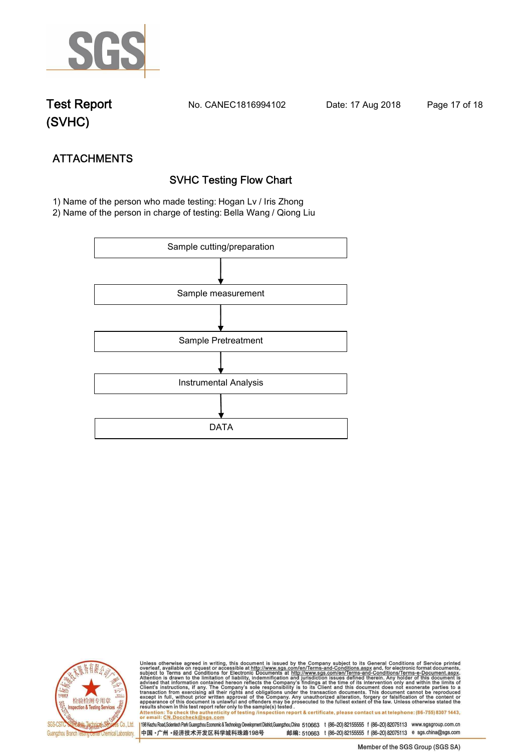## ATTACHMENTS

### SVHC Testing Flow Chart

1) Name of the person who made testing: Hogan Lv / Iris Zhong
2) Name of the person in charge of testing: Bella Wang / Qiong Liu

Sample cutting/preparation

↓

Sample measurement

↓

Sample Pretreatment

↓

Instrumental Analysis

↓

DATA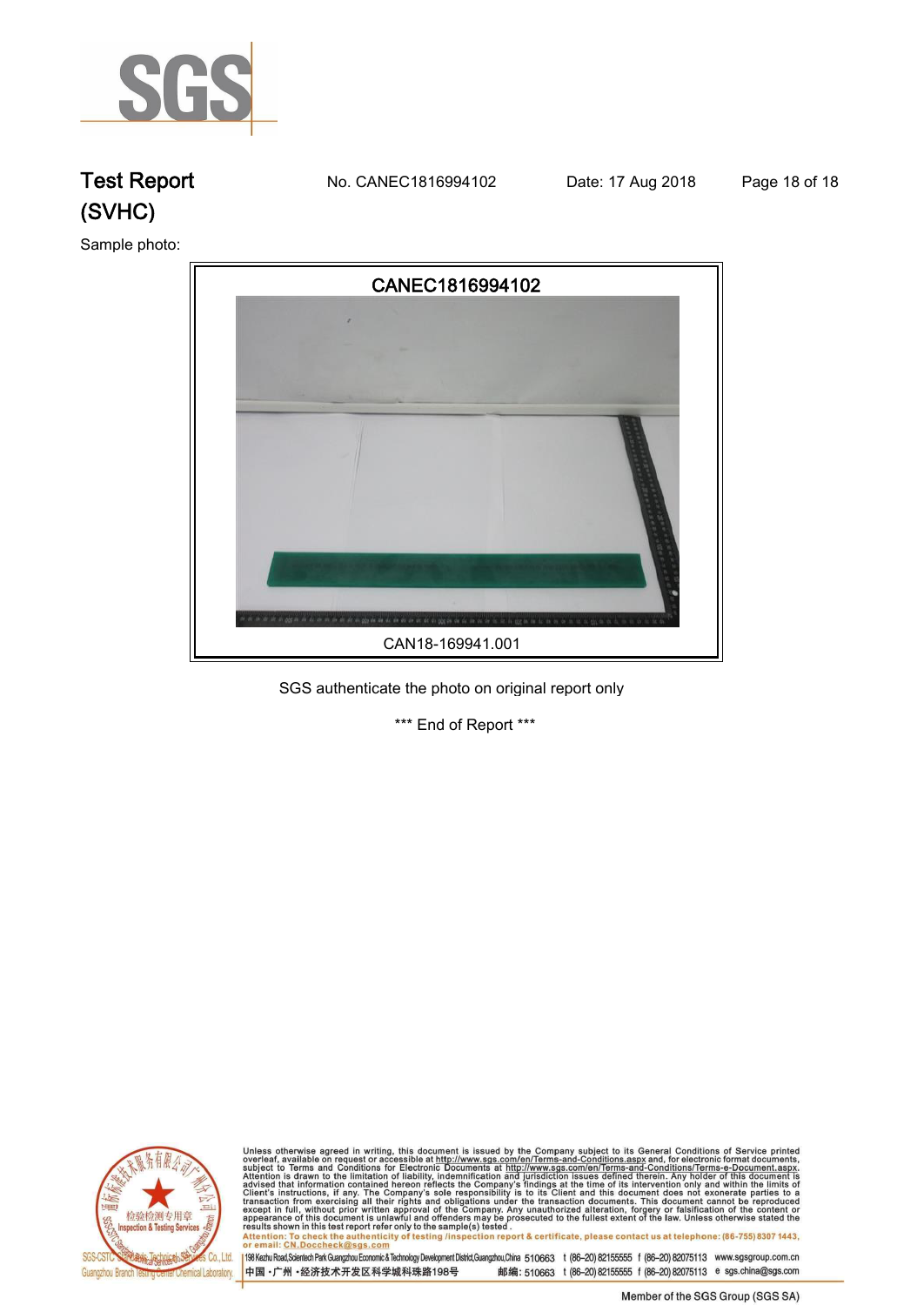Test Report (SVHC) No. CANEC1816994102 Date: 17 Aug 2018

Sample photo:

CANEC1816994102

CAN18-169941.001

SGS authenticate the photo on original report only

*** End of Report ***